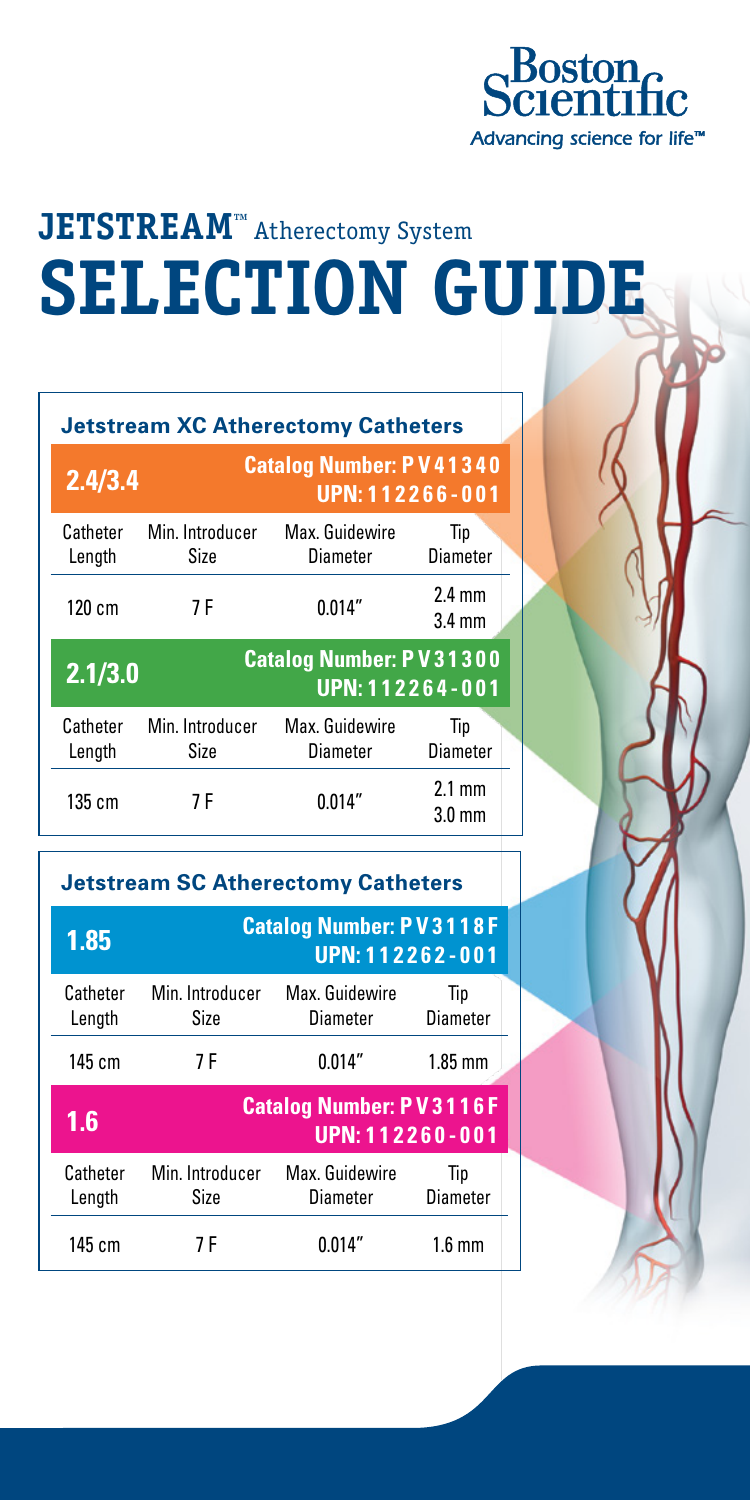Boston Scientific
Advancing science for life™

# JETSTREAM™ Atherectomy System
# SELECTION GUIDE

## Jetstream XC Atherectomy Catheters

### 2.4/3.4 — Catalog Number: PV41340 UPN: 112266-001

| Catheter Length | Min. Introducer Size | Max. Guidewire Diameter | Tip Diameter |
|---|---|---|---|
| 120 cm | 7 F | 0.014″ | 2.4 mm 3.4 mm |

### 2.1/3.0 — Catalog Number: PV31300 UPN: 112264-001

| Catheter Length | Min. Introducer Size | Max. Guidewire Diameter | Tip Diameter |
|---|---|---|---|
| 135 cm | 7 F | 0.014″ | 2.1 mm 3.0 mm |

## Jetstream SC Atherectomy Catheters

### 1.85 — Catalog Number: PV3118F UPN: 112262-001

| Catheter Length | Min. Introducer Size | Max. Guidewire Diameter | Tip Diameter |
|---|---|---|---|
| 145 cm | 7 F | 0.014″ | 1.85 mm |

### 1.6 — Catalog Number: PV3116F UPN: 112260-001

| Catheter Length | Min. Introducer Size | Max. Guidewire Diameter | Tip Diameter |
|---|---|---|---|
| 145 cm | 7 F | 0.014″ | 1.6 mm |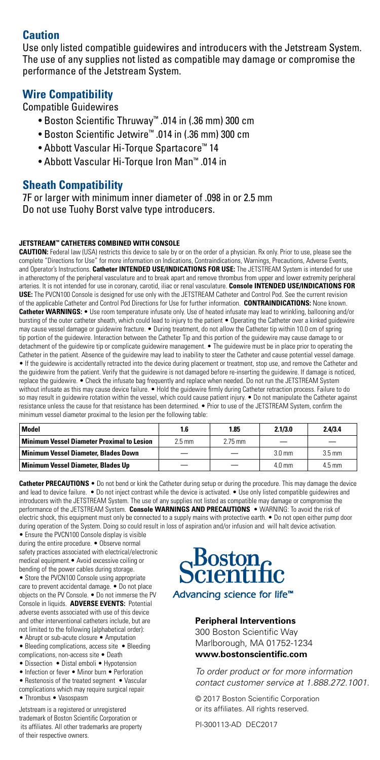## Caution

Use only listed compatible guidewires and introducers with the Jetstream System. The use of any supplies not listed as compatible may damage or compromise the performance of the Jetstream System.

## Wire Compatibility

Compatible Guidewires

- Boston Scientific Thruway™ .014 in (.36 mm) 300 cm
- Boston Scientific Jetwire™ .014 in (.36 mm) 300 cm
- Abbott Vascular Hi-Torque Spartacore™ 14
- Abbott Vascular Hi-Torque Iron Man™ .014 in

## Sheath Compatibility

7F or larger with minimum inner diameter of .098 in or 2.5 mm
Do not use Tuohy Borst valve type introducers.

**JETSTREAM™ CATHETERS COMBINED WITH CONSOLE**

**CAUTION:** Federal law (USA) restricts this device to sale by or on the order of a physician. Rx only. Prior to use, please see the complete "Directions for Use" for more information on Indications, Contraindications, Warnings, Precautions, Adverse Events, and Operator's Instructions. **Catheter INTENDED USE/INDICATIONS FOR USE:** The JETSTREAM System is intended for use in atherectomy of the peripheral vasculature and to break apart and remove thrombus from upper and lower extremity peripheral arteries. It is not intended for use in coronary, carotid, iliac or renal vasculature. **Console INTENDED USE/INDICATIONS FOR USE:** The PVCN100 Console is designed for use only with the JETSTREAM Catheter and Control Pod. See the current revision of the applicable Catheter and Control Pod Directions for Use for further information. **CONTRAINDICATIONS:** None known. **Catheter WARNINGS:** • Use room temperature infusate only. Use of heated infusate may lead to wrinkling, ballooning and/or bursting of the outer catheter sheath, which could lead to injury to the patient • Operating the Catheter over a kinked guidewire may cause vessel damage or guidewire fracture. • During treatment, do not allow the Catheter tip within 10.0 cm of spring tip portion of the guidewire. Interaction between the Catheter Tip and this portion of the guidewire may cause damage to or detachment of the guidewire tip or complicate guidewire management. • The guidewire must be in place prior to operating the Catheter in the patient. Absence of the guidewire may lead to inability to steer the Catheter and cause potential vessel damage. • If the guidewire is accidentally retracted into the device during placement or treatment, stop use, and remove the Catheter and the guidewire from the patient. Verify that the guidewire is not damaged before re-inserting the guidewire. If damage is noticed, replace the guidewire. • Check the infusate bag frequently and replace when needed. Do not run the JETSTREAM System without infusate as this may cause device failure. • Hold the guidewire firmly during Catheter retraction process. Failure to do so may result in guidewire rotation within the vessel, which could cause patient injury. • Do not manipulate the Catheter against resistance unless the cause for that resistance has been determined. • Prior to use of the JETSTREAM System, confirm the minimum vessel diameter proximal to the lesion per the following table:

| Model | 1.6 | 1.85 | 2.1/3.0 | 2.4/3.4 |
|---|---|---|---|---|
| Minimum Vessel Diameter Proximal to Lesion | 2.5 mm | 2.75 mm | — | — |
| Minimum Vessel Diameter, Blades Down | — | — | 3.0 mm | 3.5 mm |
| Minimum Vessel Diameter, Blades Up | — | — | 4.0 mm | 4.5 mm |

**Catheter PRECAUTIONS** • Do not bend or kink the Catheter during setup or during the procedure. This may damage the device and lead to device failure. • Do not inject contrast while the device is activated. • Use only listed compatible guidewires and introducers with the JETSTREAM System. The use of any supplies not listed as compatible may damage or compromise the performance of the JETSTREAM System. **Console WARNINGS AND PRECAUTIONS** • WARNING: To avoid the risk of electric shock, this equipment must only be connected to a supply mains with protective earth. • Do not open either pump door during operation of the System. Doing so could result in loss of aspiration and/or infusion and will halt device activation. • Ensure the PVCN100 Console display is visible during the entire procedure. • Observe normal safety practices associated with electrical/electronic medical equipment. • Avoid excessive coiling or bending of the power cables during storage. • Store the PVCN100 Console using appropriate care to prevent accidental damage. • Do not place objects on the PV Console. • Do not immerse the PV Console in liquids. **ADVERSE EVENTS:** Potential adverse events associated with use of this device and other interventional catheters include, but are not limited to the following (alphabetical order):
• Abrupt or sub-acute closure • Amputation
• Bleeding complications, access site • Bleeding complications, non-access site • Death
• Dissection • Distal emboli • Hypotension
• Infection or fever • Minor burn • Perforation
• Restenosis of the treated segment • Vascular complications which may require surgical repair
• Thrombus • Vasospasm

Jetstream is a registered or unregistered trademark of Boston Scientific Corporation or its affiliates. All other trademarks are property of their respective owners.

Boston Scientific

*Advancing science for life™*

**Peripheral Interventions**
300 Boston Scientific Way
Marlborough, MA 01752-1234
**www.bostonscientific.com**

*To order product or for more information contact customer service at 1.888.272.1001.*

© 2017 Boston Scientific Corporation or its affiliates. All rights reserved.

PI-300113-AD DEC2017